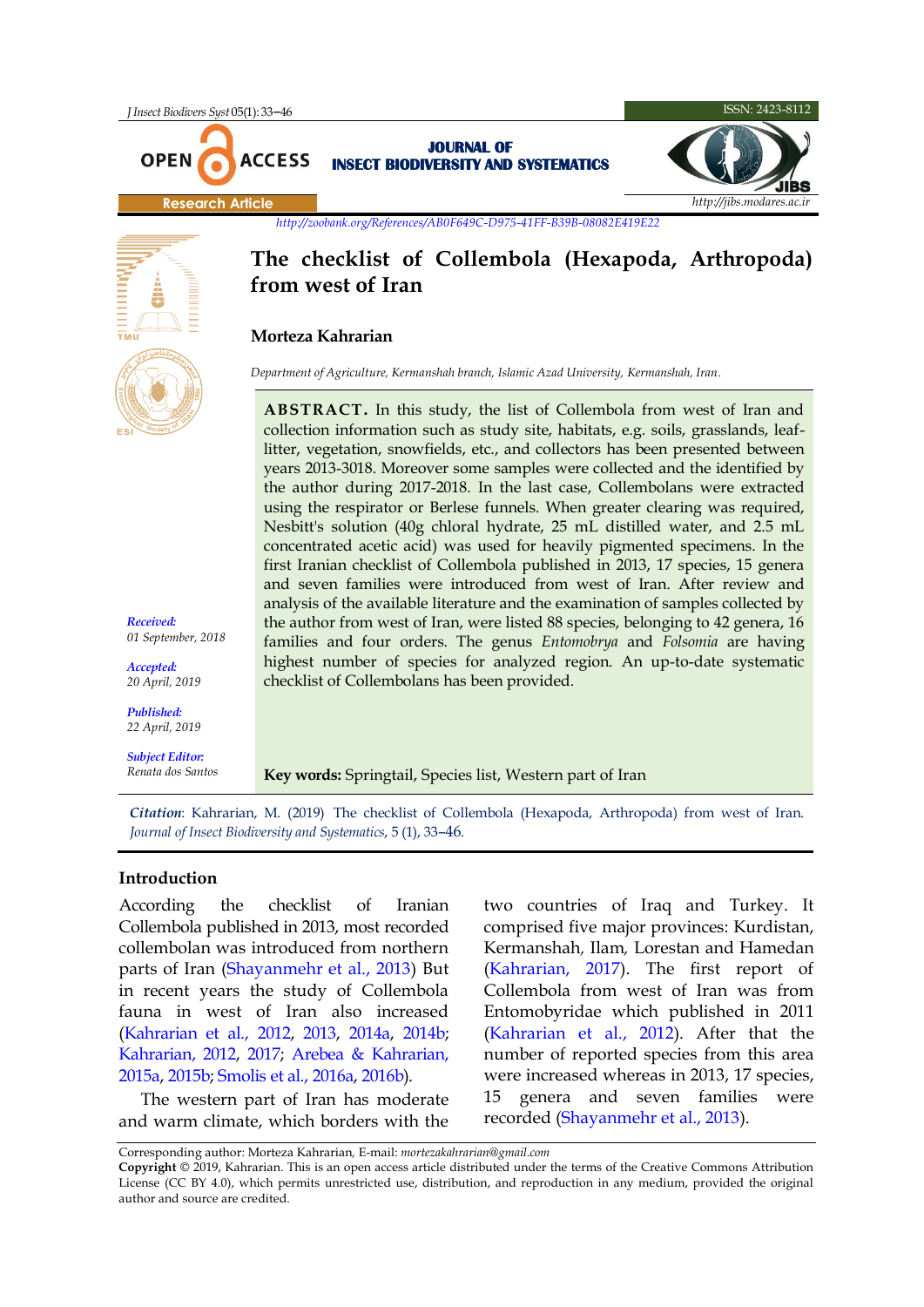Research Article

http://zoobank.org/References/AB0F649C-D975-41FF-B39B-08082E419E22

# The checklist of Collembola (Hexapoda, Arthropoda) from west of Iran

**Morteza Kahrarian**

*Department of Agriculture, Kermanshah branch, Islamic Azad University, Kermanshah, Iran.*

*Received:* 01 September, 2018

*Accepted:* 20 April, 2019

*Published:* 22 April, 2019

*Subject Editor:* Renata dos Santos

**ABSTRACT.** In this study, the list of Collembola from west of Iran and collection information such as study site, habitats, e.g. soils, grasslands, leaf-litter, vegetation, snowfields, etc., and collectors has been presented between years 2013-3018. Moreover some samples were collected and the identified by the author during 2017-2018. In the last case, Collembolans were extracted using the respirator or Berlese funnels. When greater clearing was required, Nesbitt's solution (40g chloral hydrate, 25 mL distilled water, and 2.5 mL concentrated acetic acid) was used for heavily pigmented specimens. In the first Iranian checklist of Collembola published in 2013, 17 species, 15 genera and seven families were introduced from west of Iran. After review and analysis of the available literature and the examination of samples collected by the author from west of Iran, were listed 88 species, belonging to 42 genera, 16 families and four orders. The genus *Entomobrya* and *Folsomia* are having highest number of species for analyzed region. An up-to-date systematic checklist of Collembolans has been provided.

**Key words:** Springtail, Species list, Western part of Iran

*Citation*: Kahrarian, M. (2019) The checklist of Collembola (Hexapoda, Arthropoda) from west of Iran. *Journal of Insect Biodiversity and Systematics*, 5 (1), 33–46.

## Introduction

According the checklist of Iranian Collembola published in 2013, most recorded collembolan was introduced from northern parts of Iran (Shayanmehr et al., 2013) But in recent years the study of Collembola fauna in west of Iran also increased (Kahrarian et al., 2012, 2013, 2014a, 2014b; Kahrarian, 2012, 2017; Arebea & Kahrarian, 2015a, 2015b; Smolis et al., 2016a, 2016b).

The western part of Iran has moderate and warm climate, which borders with the two countries of Iraq and Turkey. It comprised five major provinces: Kurdistan, Kermanshah, Ilam, Lorestan and Hamedan (Kahrarian, 2017). The first report of Collembola from west of Iran was from Entomobyridae which published in 2011 (Kahrarian et al., 2012). After that the number of reported species from this area were increased whereas in 2013, 17 species, 15 genera and seven families were recorded (Shayanmehr et al., 2013).

Corresponding author: Morteza Kahrarian, E-mail: *mortezakahrarian@gmail.com*

**Copyright** © 2019, Kahrarian. This is an open access article distributed under the terms of the Creative Commons Attribution License (CC BY 4.0), which permits unrestricted use, distribution, and reproduction in any medium, provided the original author and source are credited.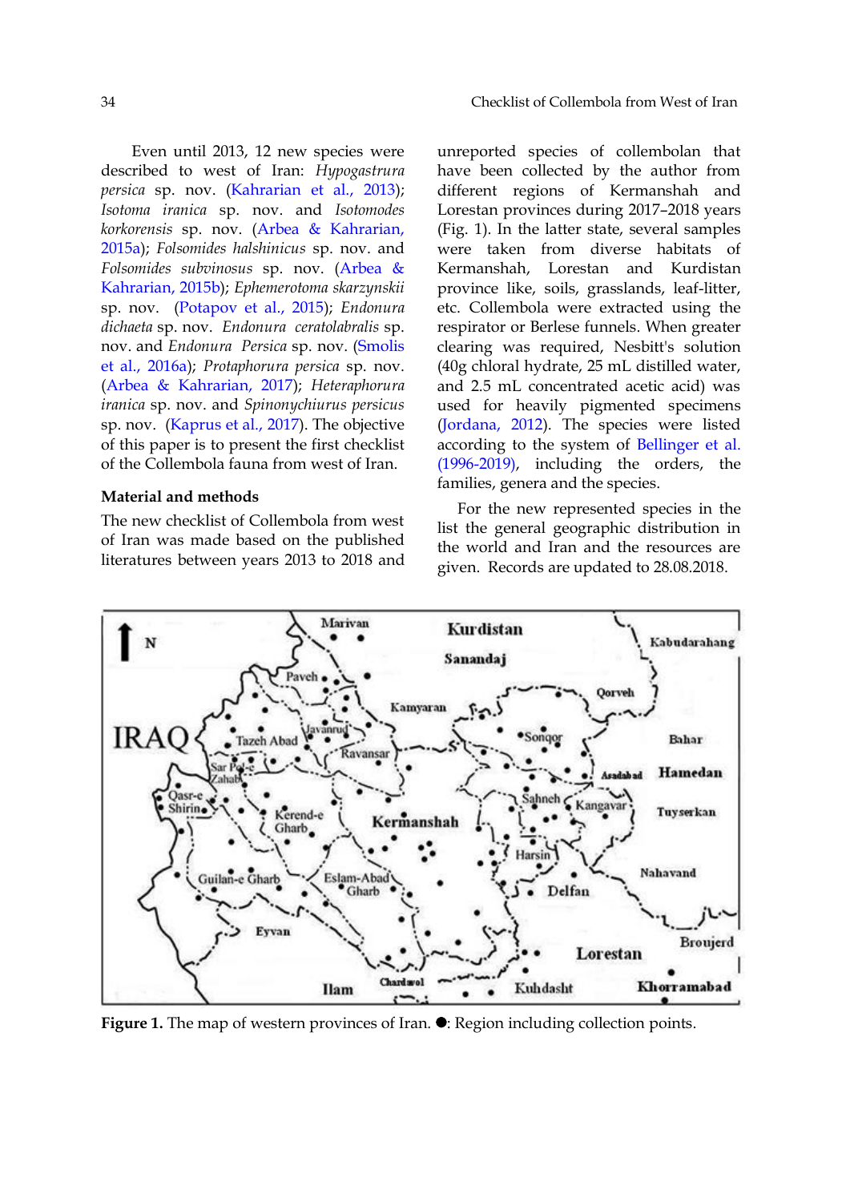Even until 2013, 12 new species were described to west of Iran: *Hypogastrura persica* sp. nov. (Kahrarian et al., 2013); *Isotoma iranica* sp. nov. and *Isotomodes korkorensis* sp. nov. (Arbea & Kahrarian, 2015a); *Folsomides halshinicus* sp. nov. and *Folsomides subvinosus* sp. nov. (Arbea & Kahrarian, 2015b); *Ephemerotoma skarzynskii* sp. nov. (Potapov et al., 2015); *Endonura dichaeta* sp. nov. *Endonura ceratolabralis* sp. nov. and *Endonura Persica* sp. nov. (Smolis et al., 2016a); *Protaphorura persica* sp. nov. (Arbea & Kahrarian, 2017); *Heteraphorura iranica* sp. nov. and *Spinonychiurus persicus* sp. nov. (Kaprus et al., 2017). The objective of this paper is to present the first checklist of the Collembola fauna from west of Iran.

## Material and methods

The new checklist of Collembola from west of Iran was made based on the published literatures between years 2013 to 2018 and unreported species of collembolan that have been collected by the author from different regions of Kermanshah and Lorestan provinces during 2017–2018 years (Fig. 1). In the latter state, several samples were taken from diverse habitats of Kermanshah, Lorestan and Kurdistan province like, soils, grasslands, leaf-litter, etc. Collembola were extracted using the respirator or Berlese funnels. When greater clearing was required, Nesbitt's solution (40g chloral hydrate, 25 mL distilled water, and 2.5 mL concentrated acetic acid) was used for heavily pigmented specimens (Jordana, 2012). The species were listed according to the system of Bellinger et al. (1996-2019), including the orders, the families, genera and the species.

For the new represented species in the list the general geographic distribution in the world and Iran and the resources are given. Records are updated to 28.08.2018.

**Figure 1.** The map of western provinces of Iran. ●: Region including collection points.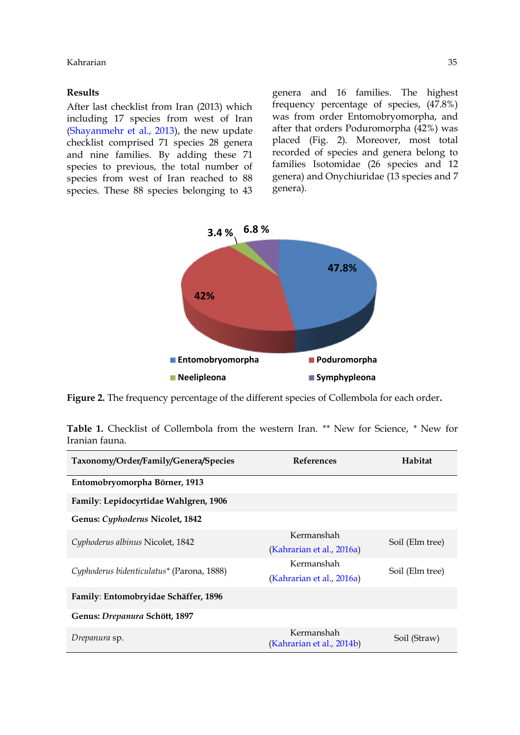### Results

After last checklist from Iran (2013) which including 17 species from west of Iran (Shayanmehr et al., 2013), the new update checklist comprised 71 species 28 genera and nine families. By adding these 71 species to previous, the total number of species from west of Iran reached to 88 species. These 88 species belonging to 43 genera and 16 families. The highest frequency percentage of species, (47.8%) was from order Entomobryomorpha, and after that orders Poduromorpha (42%) was placed (Fig. 2). Moreover, most total recorded of species and genera belong to families Isotomidae (26 species and 12 genera) and Onychiuridae (13 species and 7 genera).

**Figure 2.** The frequency percentage of the different species of Collembola for each order.

**Table 1.** Checklist of Collembola from the western Iran. ** New for Science, * New for Iranian fauna.

| Taxonomy/Order/Family/Genera/Species | References | Habitat |
|---|---|---|
| **Entomobryomorpha Börner, 1913** | | |
| **Family: Lepidocyrtidae Wahlgren, 1906** | | |
| **Genus: *Cyphoderus* Nicolet, 1842** | | |
| *Cyphoderus albinus* Nicolet, 1842 | Kermanshah (Kahrarian et al., 2016a) | Soil (Elm tree) |
| *Cyphoderus bidenticulatus** (Parona, 1888) | Kermanshah (Kahrarian et al., 2016a) | Soil (Elm tree) |
| **Family: Entomobryidae Schäffer, 1896** | | |
| **Genus: *Drepanura* Schött, 1897** | | |
| *Drepanura* sp. | Kermanshah (Kahrarian et al., 2014b) | Soil (Straw) |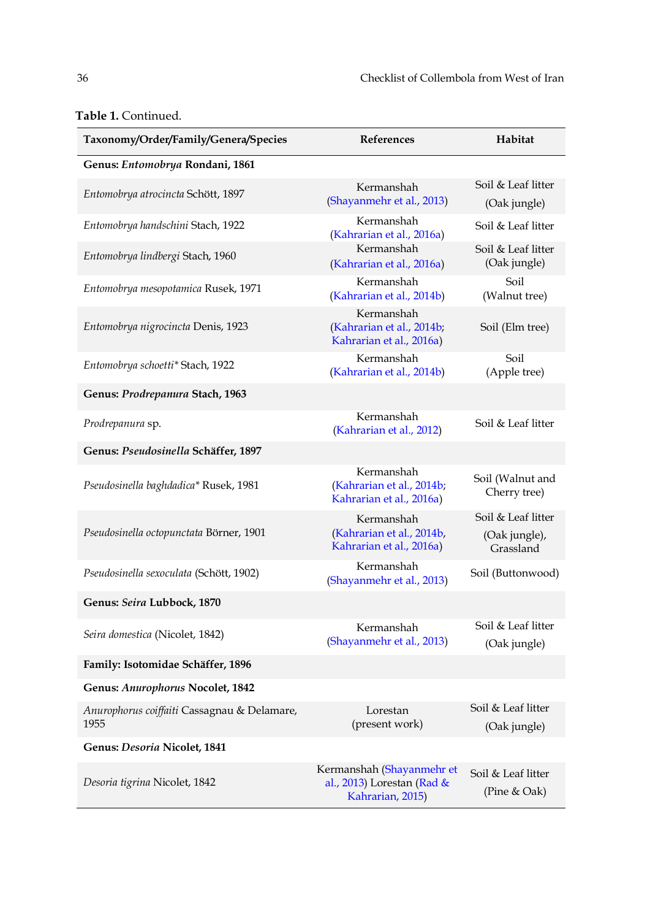**Table 1.** Continued.

| Taxonomy/Order/Family/Genera/Species | References | Habitat |
|---|---|---|
| **Genus: *Entomobrya* Rondani, 1861** | | |
| *Entomobrya atrocincta* Schött, 1897 | Kermanshah (Shayanmehr et al., 2013) | Soil & Leaf litter (Oak jungle) |
| *Entomobrya handschini* Stach, 1922 | Kermanshah (Kahrarian et al., 2016a) | Soil & Leaf litter |
| *Entomobrya lindbergi* Stach, 1960 | Kermanshah (Kahrarian et al., 2016a) | Soil & Leaf litter (Oak jungle) |
| *Entomobrya mesopotamica* Rusek, 1971 | Kermanshah (Kahrarian et al., 2014b) | Soil (Walnut tree) |
| *Entomobrya nigrocincta* Denis, 1923 | Kermanshah (Kahrarian et al., 2014b; Kahrarian et al., 2016a) | Soil (Elm tree) |
| *Entomobrya schoetti** Stach, 1922 | Kermanshah (Kahrarian et al., 2014b) | Soil (Apple tree) |
| **Genus: *Prodrepanura* Stach, 1963** | | |
| *Prodrepanura* sp. | Kermanshah (Kahrarian et al., 2012) | Soil & Leaf litter |
| **Genus: *Pseudosinella* Schäffer, 1897** | | |
| *Pseudosinella baghdadica** Rusek, 1981 | Kermanshah (Kahrarian et al., 2014b; Kahrarian et al., 2016a) | Soil (Walnut and Cherry tree) |
| *Pseudosinella octopunctata* Börner, 1901 | Kermanshah (Kahrarian et al., 2014b, Kahrarian et al., 2016a) | Soil & Leaf litter (Oak jungle), Grassland |
| *Pseudosinella sexoculata* (Schött, 1902) | Kermanshah (Shayanmehr et al., 2013) | Soil (Buttonwood) |
| **Genus: *Seira* Lubbock, 1870** | | |
| *Seira domestica* (Nicolet, 1842) | Kermanshah (Shayanmehr et al., 2013) | Soil & Leaf litter (Oak jungle) |
| **Family: Isotomidae Schäffer, 1896** | | |
| **Genus: *Anurophorus* Nocolet, 1842** | | |
| *Anurophorus coiffaiti* Cassagnau & Delamare, 1955 | Lorestan (present work) | Soil & Leaf litter (Oak jungle) |
| **Genus: *Desoria* Nicolet, 1841** | | |
| *Desoria tigrina* Nicolet, 1842 | Kermanshah (Shayanmehr et al., 2013) Lorestan (Rad & Kahrarian, 2015) | Soil & Leaf litter (Pine & Oak) |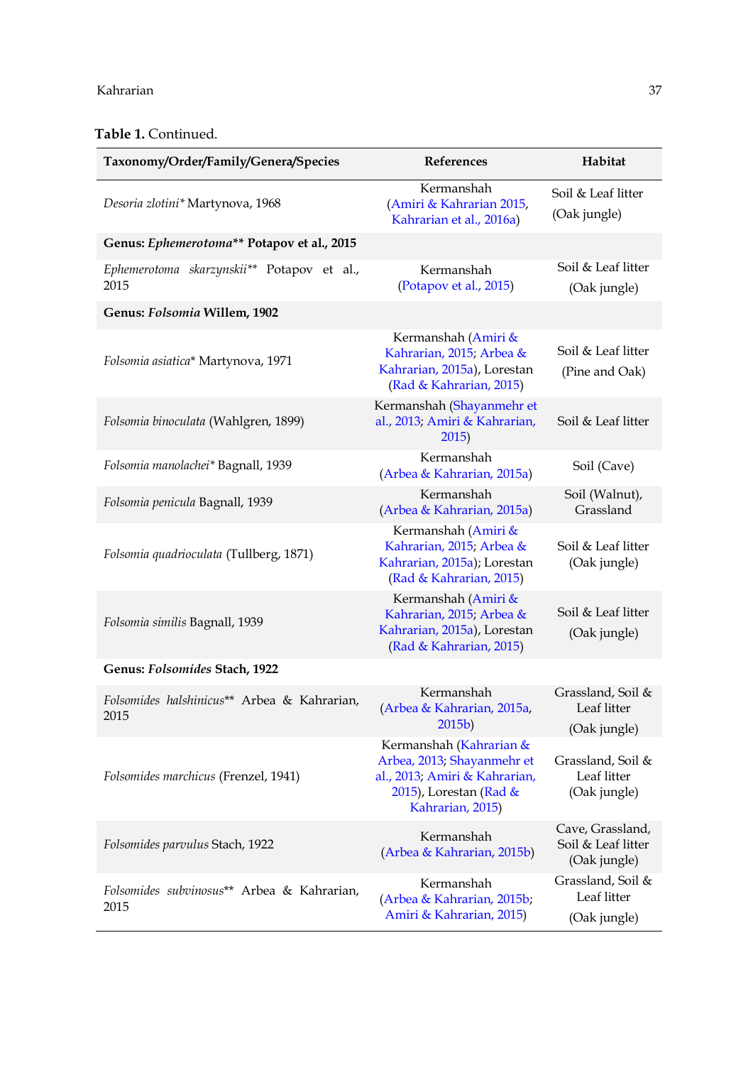**Table 1.** Continued.

| Taxonomy/Order/Family/Genera/Species | References | Habitat |
|---|---|---|
| *Desoria zlotini** Martynova, 1968 | Kermanshah (Amiri & Kahrarian 2015, Kahrarian et al., 2016a) | Soil & Leaf litter (Oak jungle) |
| **Genus: *Ephemerotoma*** **Potapov et al., 2015** | | |
| *Ephemerotoma skarzynskii*** Potapov et al., 2015 | Kermanshah (Potapov et al., 2015) | Soil & Leaf litter (Oak jungle) |
| **Genus: *Folsomia*** **Willem, 1902** | | |
| *Folsomia asiatica** Martynova, 1971 | Kermanshah (Amiri & Kahrarian, 2015; Arbea & Kahrarian, 2015a), Lorestan (Rad & Kahrarian, 2015) | Soil & Leaf litter (Pine and Oak) |
| *Folsomia binoculata* (Wahlgren, 1899) | Kermanshah (Shayanmehr et al., 2013; Amiri & Kahrarian, 2015) | Soil & Leaf litter |
| *Folsomia manolachei** Bagnall, 1939 | Kermanshah (Arbea & Kahrarian, 2015a) | Soil (Cave) |
| *Folsomia penicula* Bagnall, 1939 | Kermanshah (Arbea & Kahrarian, 2015a) | Soil (Walnut), Grassland |
| *Folsomia quadrioculata* (Tullberg, 1871) | Kermanshah (Amiri & Kahrarian, 2015; Arbea & Kahrarian, 2015a); Lorestan (Rad & Kahrarian, 2015) | Soil & Leaf litter (Oak jungle) |
| *Folsomia similis* Bagnall, 1939 | Kermanshah (Amiri & Kahrarian, 2015; Arbea & Kahrarian, 2015a), Lorestan (Rad & Kahrarian, 2015) | Soil & Leaf litter (Oak jungle) |
| **Genus: *Folsomides*** **Stach, 1922** | | |
| *Folsomides halshinicus*** Arbea & Kahrarian, 2015 | Kermanshah (Arbea & Kahrarian, 2015a, 2015b) | Grassland, Soil & Leaf litter (Oak jungle) |
| *Folsomides marchicus* (Frenzel, 1941) | Kermanshah (Kahrarian & Arbea, 2013; Shayanmehr et al., 2013; Amiri & Kahrarian, 2015), Lorestan (Rad & Kahrarian, 2015) | Grassland, Soil & Leaf litter (Oak jungle) |
| *Folsomides parvulus* Stach, 1922 | Kermanshah (Arbea & Kahrarian, 2015b) | Cave, Grassland, Soil & Leaf litter (Oak jungle) |
| *Folsomides subvinosus*** Arbea & Kahrarian, 2015 | Kermanshah (Arbea & Kahrarian, 2015b; Amiri & Kahrarian, 2015) | Grassland, Soil & Leaf litter (Oak jungle) |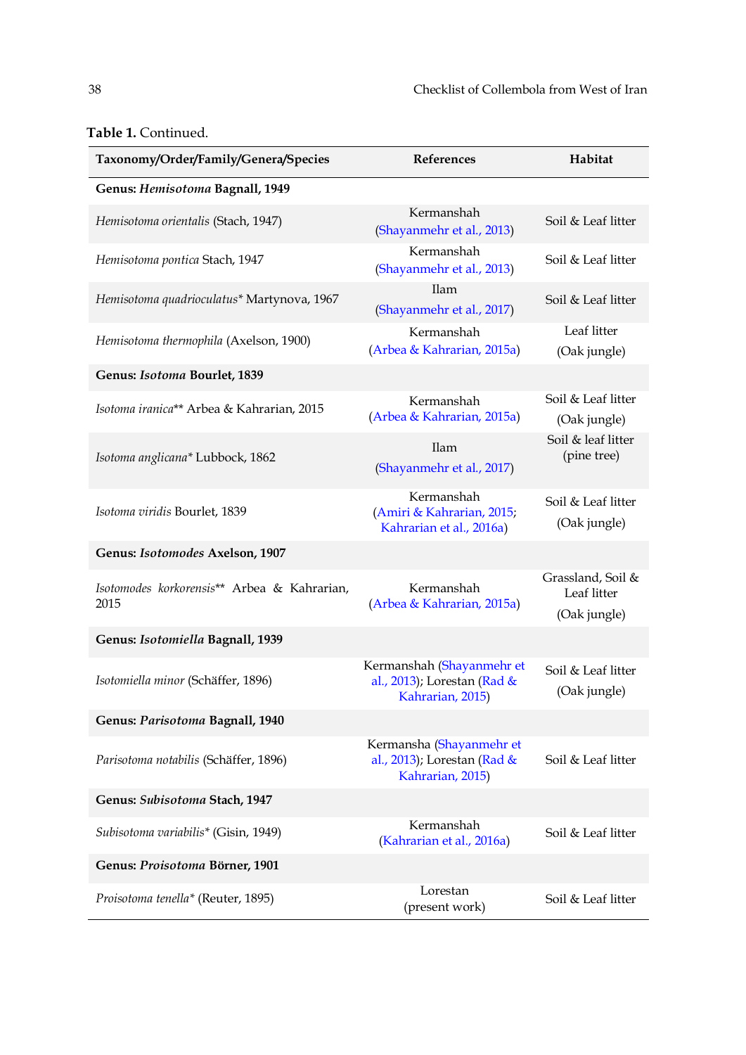**Table 1.** Continued.

| Taxonomy/Order/Family/Genera/Species | References | Habitat |
|---|---|---|
| **Genus: *Hemisotoma* Bagnall, 1949** | | |
| *Hemisotoma orientalis* (Stach, 1947) | Kermanshah (Shayanmehr et al., 2013) | Soil & Leaf litter |
| *Hemisotoma pontica* Stach, 1947 | Kermanshah (Shayanmehr et al., 2013) | Soil & Leaf litter |
| *Hemisotoma quadrioculatus** Martynova, 1967 | Ilam (Shayanmehr et al., 2017) | Soil & Leaf litter |
| *Hemisotoma thermophila* (Axelson, 1900) | Kermanshah (Arbea & Kahrarian, 2015a) | Leaf litter (Oak jungle) |
| **Genus: *Isotoma* Bourlet, 1839** | | |
| *Isotoma iranica*** Arbea & Kahrarian, 2015 | Kermanshah (Arbea & Kahrarian, 2015a) | Soil & Leaf litter (Oak jungle) |
| *Isotoma anglicana** Lubbock, 1862 | Ilam (Shayanmehr et al., 2017) | Soil & leaf litter (pine tree) |
| *Isotoma viridis* Bourlet, 1839 | Kermanshah (Amiri & Kahrarian, 2015; Kahrarian et al., 2016a) | Soil & Leaf litter (Oak jungle) |
| **Genus: *Isotomodes* Axelson, 1907** | | |
| *Isotomodes korkorensis*** Arbea & Kahrarian, 2015 | Kermanshah (Arbea & Kahrarian, 2015a) | Grassland, Soil & Leaf litter (Oak jungle) |
| **Genus: *Isotomiella* Bagnall, 1939** | | |
| *Isotomiella minor* (Schäffer, 1896) | Kermanshah (Shayanmehr et al., 2013); Lorestan (Rad & Kahrarian, 2015) | Soil & Leaf litter (Oak jungle) |
| **Genus: *Parisotoma* Bagnall, 1940** | | |
| *Parisotoma notabilis* (Schäffer, 1896) | Kermansha (Shayanmehr et al., 2013); Lorestan (Rad & Kahrarian, 2015) | Soil & Leaf litter |
| **Genus: *Subisotoma* Stach, 1947** | | |
| *Subisotoma variabilis** (Gisin, 1949) | Kermanshah (Kahrarian et al., 2016a) | Soil & Leaf litter |
| **Genus: *Proisotoma* Börner, 1901** | | |
| *Proisotoma tenella** (Reuter, 1895) | Lorestan (present work) | Soil & Leaf litter |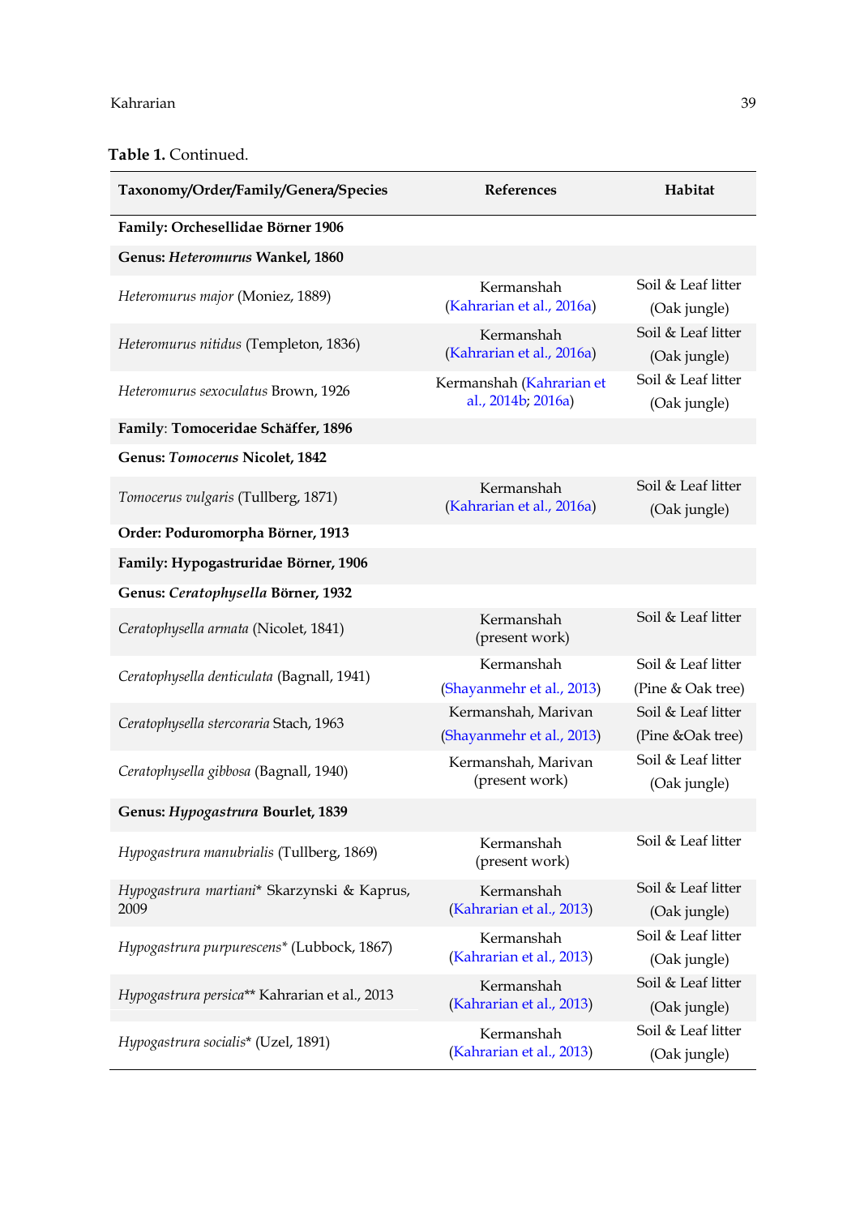**Table 1.** Continued.

| Taxonomy/Order/Family/Genera/Species | References | Habitat |
|---|---|---|
| **Family: Orchesellidae Börner 1906** | | |
| **Genus: *Heteromurus* Wankel, 1860** | | |
| *Heteromurus major* (Moniez, 1889) | Kermanshah (Kahrarian et al., 2016a) | Soil & Leaf litter (Oak jungle) |
| *Heteromurus nitidus* (Templeton, 1836) | Kermanshah (Kahrarian et al., 2016a) | Soil & Leaf litter (Oak jungle) |
| *Heteromurus sexoculatus* Brown, 1926 | Kermanshah (Kahrarian et al., 2014b; 2016a) | Soil & Leaf litter (Oak jungle) |
| **Family: Tomoceridae Schäffer, 1896** | | |
| **Genus: *Tomocerus* Nicolet, 1842** | | |
| *Tomocerus vulgaris* (Tullberg, 1871) | Kermanshah (Kahrarian et al., 2016a) | Soil & Leaf litter (Oak jungle) |
| **Order: Poduromorpha Börner, 1913** | | |
| **Family: Hypogastruridae Börner, 1906** | | |
| **Genus: *Ceratophysella* Börner, 1932** | | |
| *Ceratophysella armata* (Nicolet, 1841) | Kermanshah (present work) | Soil & Leaf litter |
| *Ceratophysella denticulata* (Bagnall, 1941) | Kermanshah (Shayanmehr et al., 2013) | Soil & Leaf litter (Pine & Oak tree) |
| *Ceratophysella stercoraria* Stach, 1963 | Kermanshah, Marivan (Shayanmehr et al., 2013) | Soil & Leaf litter (Pine &Oak tree) |
| *Ceratophysella gibbosa* (Bagnall, 1940) | Kermanshah, Marivan (present work) | Soil & Leaf litter (Oak jungle) |
| **Genus: *Hypogastrura* Bourlet, 1839** | | |
| *Hypogastrura manubrialis* (Tullberg, 1869) | Kermanshah (present work) | Soil & Leaf litter |
| *Hypogastrura martiani** Skarzynski & Kaprus, 2009 | Kermanshah (Kahrarian et al., 2013) | Soil & Leaf litter (Oak jungle) |
| *Hypogastrura purpurescens** (Lubbock, 1867) | Kermanshah (Kahrarian et al., 2013) | Soil & Leaf litter (Oak jungle) |
| *Hypogastrura persica*** Kahrarian et al., 2013 | Kermanshah (Kahrarian et al., 2013) | Soil & Leaf litter (Oak jungle) |
| *Hypogastrura socialis** (Uzel, 1891) | Kermanshah (Kahrarian et al., 2013) | Soil & Leaf litter (Oak jungle) |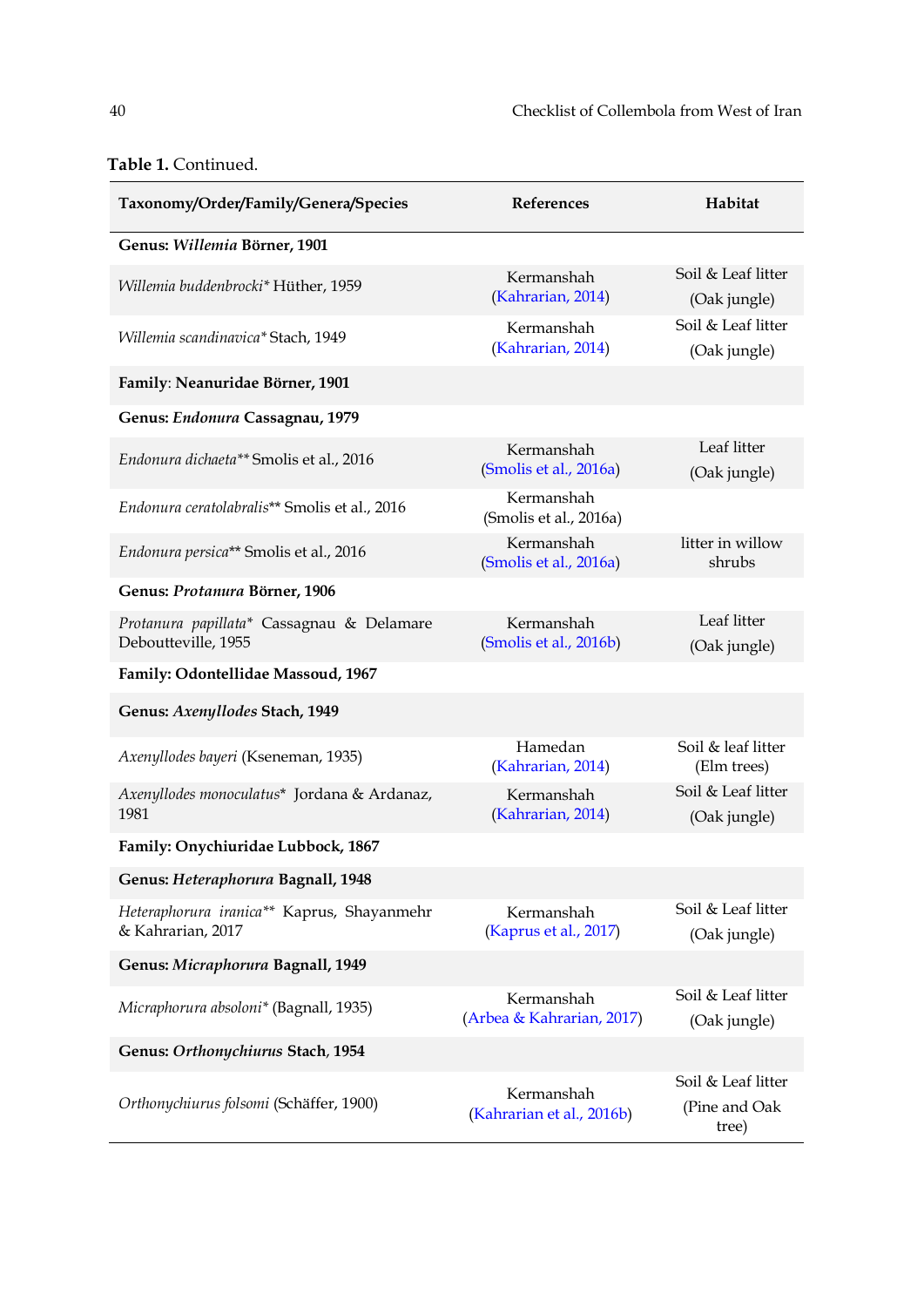**Table 1.** Continued.

| Taxonomy/Order/Family/Genera/Species | References | Habitat |
|---|---|---|
| **Genus: *Willemia* Börner, 1901** | | |
| *Willemia buddenbrocki** Hüther, 1959 | Kermanshah (Kahrarian, 2014) | Soil & Leaf litter (Oak jungle) |
| *Willemia scandinavica** Stach, 1949 | Kermanshah (Kahrarian, 2014) | Soil & Leaf litter (Oak jungle) |
| **Family: Neanuridae Börner, 1901** | | |
| **Genus: *Endonura* Cassagnau, 1979** | | |
| *Endonura dichaeta*** Smolis et al., 2016 | Kermanshah (Smolis et al., 2016a) | Leaf litter (Oak jungle) |
| *Endonura ceratolabralis*** Smolis et al., 2016 | Kermanshah (Smolis et al., 2016a) | |
| *Endonura persica*** Smolis et al., 2016 | Kermanshah (Smolis et al., 2016a) | litter in willow shrubs |
| **Genus: *Protanura* Börner, 1906** | | |
| *Protanura papillata** Cassagnau & Delamare Deboutteville, 1955 | Kermanshah (Smolis et al., 2016b) | Leaf litter (Oak jungle) |
| **Family: Odontellidae Massoud, 1967** | | |
| **Genus: *Axenyllodes* Stach, 1949** | | |
| *Axenyllodes bayeri* (Kseneman, 1935) | Hamedan (Kahrarian, 2014) | Soil & leaf litter (Elm trees) |
| *Axenyllodes monoculatus** Jordana & Ardanaz, 1981 | Kermanshah (Kahrarian, 2014) | Soil & Leaf litter (Oak jungle) |
| **Family: Onychiuridae Lubbock, 1867** | | |
| **Genus: *Heteraphorura* Bagnall, 1948** | | |
| *Heteraphorura iranica*** Kaprus, Shayanmehr & Kahrarian, 2017 | Kermanshah (Kaprus et al., 2017) | Soil & Leaf litter (Oak jungle) |
| **Genus: *Micraphorura* Bagnall, 1949** | | |
| *Micraphorura absoloni** (Bagnall, 1935) | Kermanshah (Arbea & Kahrarian, 2017) | Soil & Leaf litter (Oak jungle) |
| **Genus: *Orthonychiurus* Stach, 1954** | | |
| *Orthonychiurus folsomi* (Schäffer, 1900) | Kermanshah (Kahrarian et al., 2016b) | Soil & Leaf litter (Pine and Oak tree) |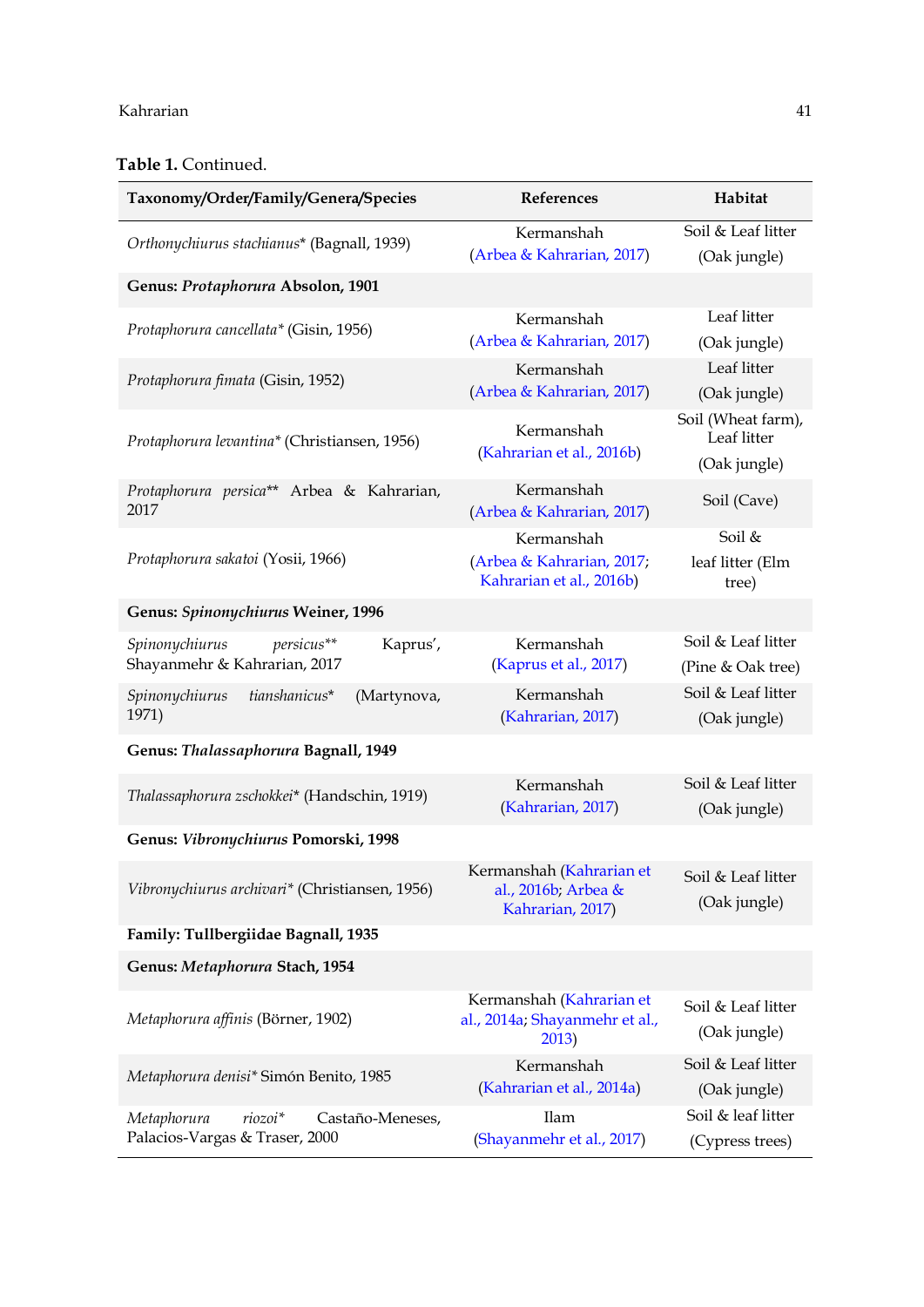**Table 1.** Continued.

| Taxonomy/Order/Family/Genera/Species | References | Habitat |
|---|---|---|
| *Orthonychiurus stachianus** (Bagnall, 1939) | Kermanshah (Arbea & Kahrarian, 2017) | Soil & Leaf litter (Oak jungle) |
| **Genus: *Protaphorura* Absolon, 1901** | | |
| *Protaphorura cancellata** (Gisin, 1956) | Kermanshah (Arbea & Kahrarian, 2017) | Leaf litter (Oak jungle) |
| *Protaphorura fimata* (Gisin, 1952) | Kermanshah (Arbea & Kahrarian, 2017) | Leaf litter (Oak jungle) |
| *Protaphorura levantina** (Christiansen, 1956) | Kermanshah (Kahrarian et al., 2016b) | Soil (Wheat farm), Leaf litter (Oak jungle) |
| *Protaphorura persica*** Arbea & Kahrarian, 2017 | Kermanshah (Arbea & Kahrarian, 2017) | Soil (Cave) |
| *Protaphorura sakatoi* (Yosii, 1966) | Kermanshah (Arbea & Kahrarian, 2017; Kahrarian et al., 2016b) | Soil & leaf litter (Elm tree) |
| **Genus: *Spinonychiurus* Weiner, 1996** | | |
| *Spinonychiurus persicus*** Kaprus', Shayanmehr & Kahrarian, 2017 | Kermanshah (Kaprus et al., 2017) | Soil & Leaf litter (Pine & Oak tree) |
| *Spinonychiurus tianshanicus** (Martynova, 1971) | Kermanshah (Kahrarian, 2017) | Soil & Leaf litter (Oak jungle) |
| **Genus: *Thalassaphorura* Bagnall, 1949** | | |
| *Thalassaphorura zschokkei** (Handschin, 1919) | Kermanshah (Kahrarian, 2017) | Soil & Leaf litter (Oak jungle) |
| **Genus: *Vibronychiurus* Pomorski, 1998** | | |
| *Vibronychiurus archivari** (Christiansen, 1956) | Kermanshah (Kahrarian et al., 2016b; Arbea & Kahrarian, 2017) | Soil & Leaf litter (Oak jungle) |
| **Family: Tullbergiidae Bagnall, 1935** | | |
| **Genus: *Metaphorura* Stach, 1954** | | |
| *Metaphorura affinis* (Börner, 1902) | Kermanshah (Kahrarian et al., 2014a; Shayanmehr et al., 2013) | Soil & Leaf litter (Oak jungle) |
| *Metaphorura denisi** Simón Benito, 1985 | Kermanshah (Kahrarian et al., 2014a) | Soil & Leaf litter (Oak jungle) |
| *Metaphorura riozoi** Castaño-Meneses, Palacios-Vargas & Traser, 2000 | Ilam (Shayanmehr et al., 2017) | Soil & leaf litter (Cypress trees) |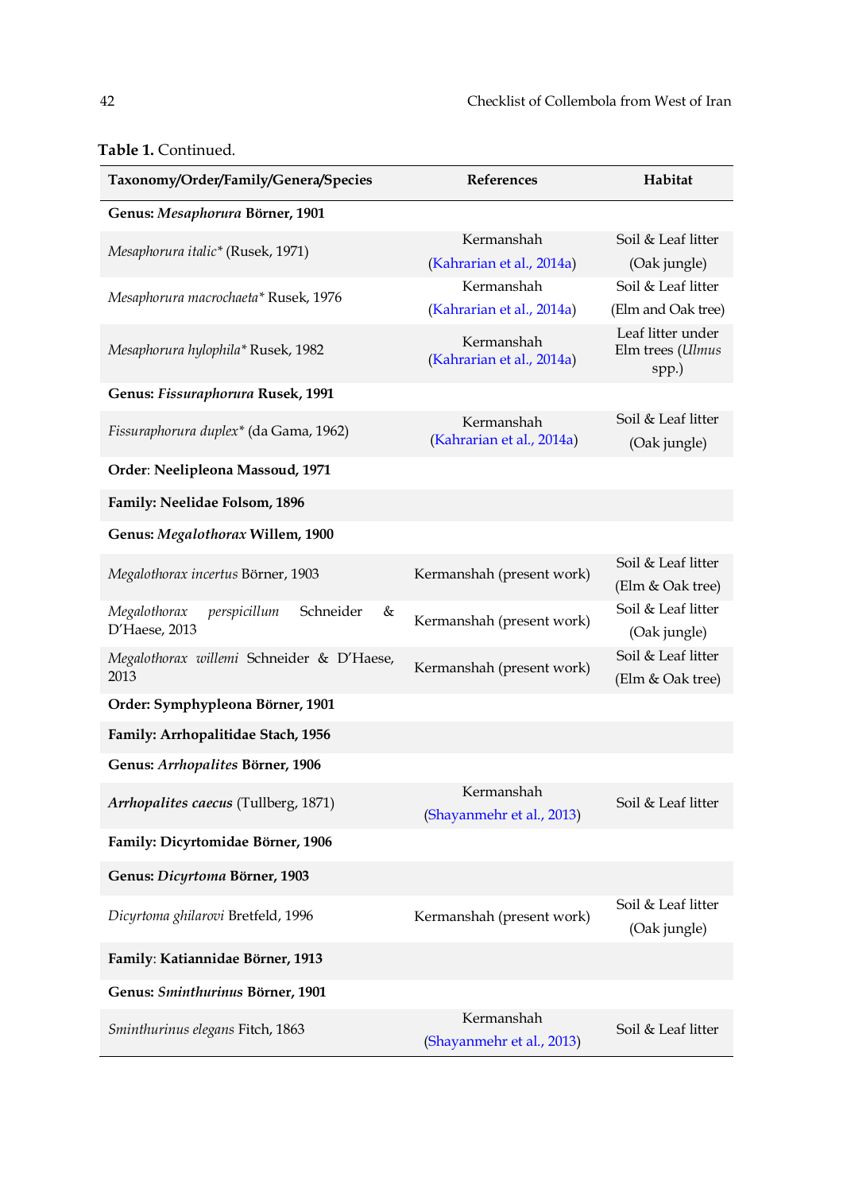**Table 1.** Continued.

| Taxonomy/Order/Family/Genera/Species | References | Habitat |
|---|---|---|
| **Genus: *Mesaphorura* Börner, 1901** | | |
| *Mesaphorura italic** (Rusek, 1971) | Kermanshah (Kahrarian et al., 2014a) | Soil & Leaf litter (Oak jungle) |
| *Mesaphorura macrochaeta** Rusek, 1976 | Kermanshah (Kahrarian et al., 2014a) | Soil & Leaf litter (Elm and Oak tree) |
| *Mesaphorura hylophila** Rusek, 1982 | Kermanshah (Kahrarian et al., 2014a) | Leaf litter under Elm trees (*Ulmus* spp.) |
| **Genus: *Fissuraphorura* Rusek, 1991** | | |
| *Fissuraphorura duplex** (da Gama, 1962) | Kermanshah (Kahrarian et al., 2014a) | Soil & Leaf litter (Oak jungle) |
| **Order: Neelipleona Massoud, 1971** | | |
| **Family: Neelidae Folsom, 1896** | | |
| **Genus: *Megalothorax* Willem, 1900** | | |
| *Megalothorax incertus* Börner, 1903 | Kermanshah (present work) | Soil & Leaf litter (Elm & Oak tree) |
| *Megalothorax perspicillum* Schneider & D'Haese, 2013 | Kermanshah (present work) | Soil & Leaf litter (Oak jungle) |
| *Megalothorax willemi* Schneider & D'Haese, 2013 | Kermanshah (present work) | Soil & Leaf litter (Elm & Oak tree) |
| **Order: Symphypleona Börner, 1901** | | |
| **Family: Arrhopalitidae Stach, 1956** | | |
| **Genus: *Arrhopalites* Börner, 1906** | | |
| ***Arrhopalites caecus*** **(Tullberg, 1871)** | Kermanshah (Shayanmehr et al., 2013) | Soil & Leaf litter |
| **Family: Dicyrtomidae Börner, 1906** | | |
| **Genus: *Dicyrtoma* Börner, 1903** | | |
| *Dicyrtoma ghilarovi* Bretfeld, 1996 | Kermanshah (present work) | Soil & Leaf litter (Oak jungle) |
| **Family: Katiannidae Börner, 1913** | | |
| **Genus: *Sminthurinus* Börner, 1901** | | |
| *Sminthurinus elegans* Fitch, 1863 | Kermanshah (Shayanmehr et al., 2013) | Soil & Leaf litter |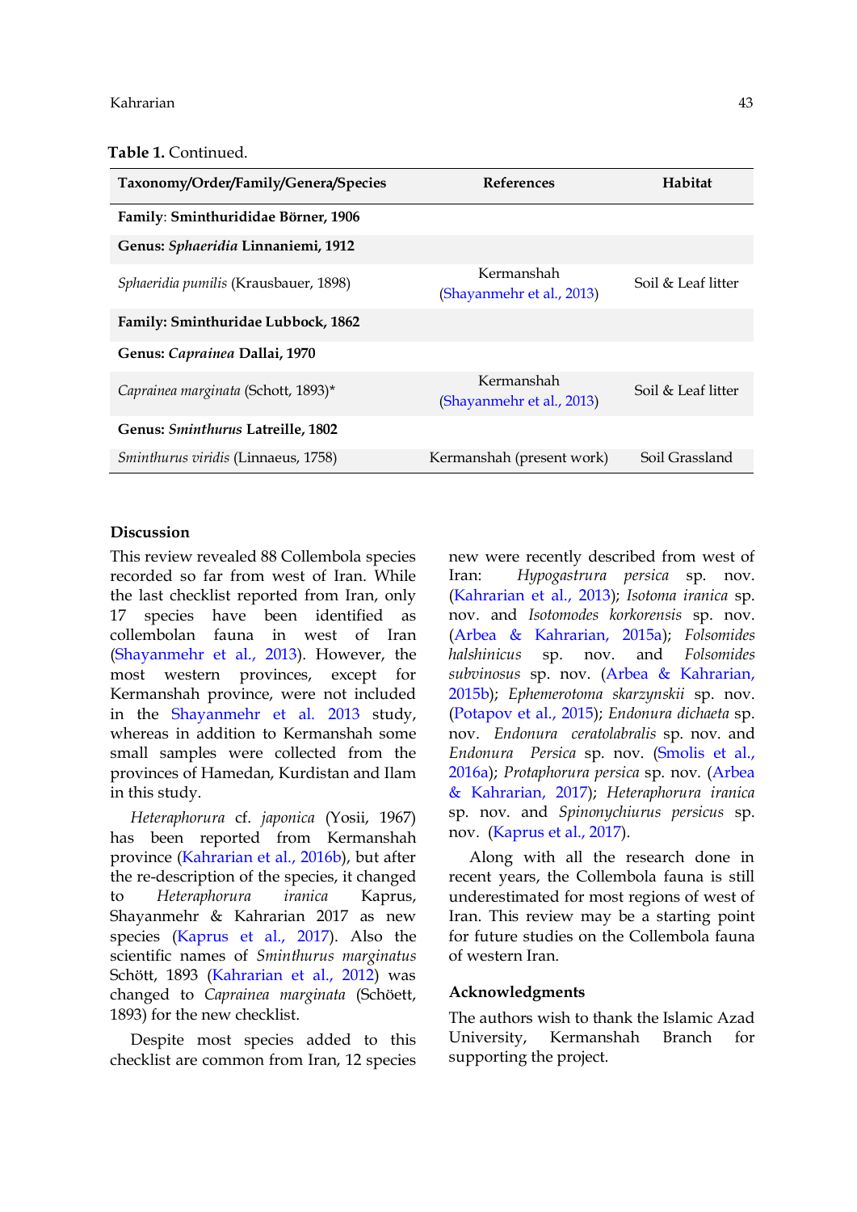**Table 1.** Continued.

| Taxonomy/Order/Family/Genera/Species | References | Habitat |
|---|---|---|
| **Family**: **Sminthurididae Börner, 1906** | | |
| **Genus:** ***Sphaeridia*** **Linnaniemi, 1912** | | |
| *Sphaeridia pumilis* (Krausbauer, 1898) | Kermanshah (Shayanmehr et al., 2013) | Soil & Leaf litter |
| **Family: Sminthuridae Lubbock, 1862** | | |
| **Genus:** ***Caprainea*** **Dallai, 1970** | | |
| *Caprainea marginata* (Schott, 1893)* | Kermanshah (Shayanmehr et al., 2013) | Soil & Leaf litter |
| **Genus:** ***Sminthurus*** **Latreille, 1802** | | |
| *Sminthurus viridis* (Linnaeus, 1758) | Kermanshah (present work) | Soil Grassland |

## Discussion

This review revealed 88 Collembola species recorded so far from west of Iran. While the last checklist reported from Iran, only 17 species have been identified as collembolan fauna in west of Iran (Shayanmehr et al., 2013). However, the most western provinces, except for Kermanshah province, were not included in the Shayanmehr et al. 2013 study, whereas in addition to Kermanshah some small samples were collected from the provinces of Hamedan, Kurdistan and Ilam in this study.

*Heteraphorura* cf. *japonica* (Yosii, 1967) has been reported from Kermanshah province (Kahrarian et al., 2016b), but after the re-description of the species, it changed to *Heteraphorura iranica* Kaprus, Shayanmehr & Kahrarian 2017 as new species (Kaprus et al., 2017). Also the scientific names of *Sminthurus marginatus* Schött, 1893 (Kahrarian et al., 2012) was changed to *Caprainea marginata* (Schöett, 1893) for the new checklist.

Despite most species added to this checklist are common from Iran, 12 species new were recently described from west of Iran: *Hypogastrura persica* sp. nov. (Kahrarian et al., 2013); *Isotoma iranica* sp. nov. and *Isotomodes korkorensis* sp. nov. (Arbea & Kahrarian, 2015a); *Folsomides halshinicus* sp. nov. and *Folsomides subvinosus* sp. nov. (Arbea & Kahrarian, 2015b); *Ephemerotoma skarzynskii* sp. nov. (Potapov et al., 2015); *Endonura dichaeta* sp. nov. *Endonura ceratolabralis* sp. nov. and *Endonura Persica* sp. nov. (Smolis et al., 2016a); *Protaphorura persica* sp. nov. (Arbea & Kahrarian, 2017); *Heteraphorura iranica* sp. nov. and *Spinonychiurus persicus* sp. nov. (Kaprus et al., 2017).

Along with all the research done in recent years, the Collembola fauna is still underestimated for most regions of west of Iran. This review may be a starting point for future studies on the Collembola fauna of western Iran.

## Acknowledgments

The authors wish to thank the Islamic Azad University, Kermanshah Branch for supporting the project.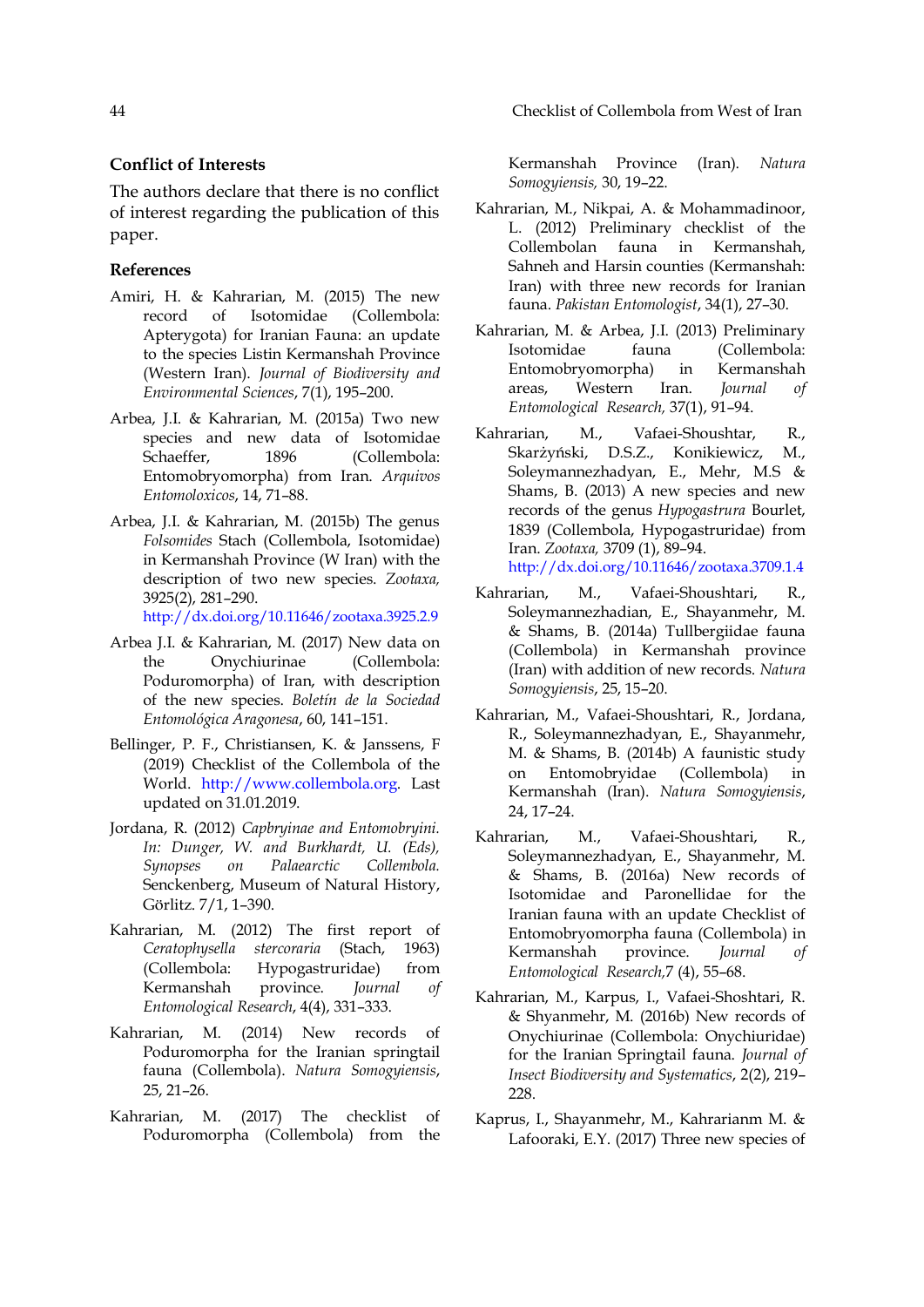## Conflict of Interests

The authors declare that there is no conflict of interest regarding the publication of this paper.

## References

Amiri, H. & Kahrarian, M. (2015) The new record of Isotomidae (Collembola: Apterygota) for Iranian Fauna: an update to the species Listin Kermanshah Province (Western Iran). *Journal of Biodiversity and Environmental Sciences*, 7(1), 195–200.

Arbea, J.I. & Kahrarian, M. (2015a) Two new species and new data of Isotomidae Schaeffer, 1896 (Collembola: Entomobryomorpha) from Iran. *Arquivos Entomoloxicos*, 14, 71–88.

Arbea, J.I. & Kahrarian, M. (2015b) The genus *Folsomides* Stach (Collembola, Isotomidae) in Kermanshah Province (W Iran) with the description of two new species. *Zootaxa,* 3925(2), 281–290. http://dx.doi.org/10.11646/zootaxa.3925.2.9

Arbea J.I. & Kahrarian, M. (2017) New data on the Onychiurinae (Collembola: Poduromorpha) of Iran, with description of the new species. *Boletín de la Sociedad Entomológica Aragonesa*, 60, 141–151.

Bellinger, P. F., Christiansen, K. & Janssens, F (2019) Checklist of the Collembola of the World. http://www.collembola.org. Last updated on 31.01.2019.

Jordana, R. (2012) *Capbryinae and Entomobryini. In: Dunger, W. and Burkhardt, U. (Eds), Synopses on Palaearctic Collembola.* Senckenberg, Museum of Natural History, Görlitz. 7/1, 1–390.

Kahrarian, M. (2012) The first report of *Ceratophysella stercoraria* (Stach, 1963) (Collembola: Hypogastruridae) from Kermanshah province. *Journal of Entomological Research*, 4(4), 331–333.

Kahrarian, M. (2014) New records of Poduromorpha for the Iranian springtail fauna (Collembola). *Natura Somogyiensis*, 25, 21–26.

Kahrarian, M. (2017) The checklist of Poduromorpha (Collembola) from the Kermanshah Province (Iran). *Natura Somogyiensis,* 30, 19–22.

Kahrarian, M., Nikpai, A. & Mohammadinoor, L. (2012) Preliminary checklist of the Collembolan fauna in Kermanshah, Sahneh and Harsin counties (Kermanshah: Iran) with three new records for Iranian fauna. *Pakistan Entomologist*, 34(1), 27–30.

Kahrarian, M. & Arbea, J.I. (2013) Preliminary Isotomidae fauna (Collembola: Entomobryomorpha) in Kermanshah areas, Western Iran. *Journal of Entomological Research,* 37(1), 91–94.

Kahrarian, M., Vafaei-Shoushtar, R., Skarżyński, D.S.Z., Konikiewicz, M., Soleymannezhadyan, E., Mehr, M.S & Shams, B. (2013) A new species and new records of the genus *Hypogastrura* Bourlet, 1839 (Collembola, Hypogastruridae) from Iran. *Zootaxa,* 3709 (1), 89–94. http://dx.doi.org/10.11646/zootaxa.3709.1.4

Kahrarian, M., Vafaei-Shoushtari, R., Soleymannezhadian, E., Shayanmehr, M. & Shams, B. (2014a) Tullbergiidae fauna (Collembola) in Kermanshah province (Iran) with addition of new records. *Natura Somogyiensis*, 25, 15–20.

Kahrarian, M., Vafaei-Shoushtari, R., Jordana, R., Soleymannezhadyan, E., Shayanmehr, M. & Shams, B. (2014b) A faunistic study on Entomobryidae (Collembola) in Kermanshah (Iran). *Natura Somogyiensis*, 24, 17–24.

Kahrarian, M., Vafaei-Shoushtari, R., Soleymannezhadyan, E., Shayanmehr, M. & Shams, B. (2016a) New records of Isotomidae and Paronellidae for the Iranian fauna with an update Checklist of Entomobryomorpha fauna (Collembola) in Kermanshah province. *Journal of Entomological Research*,7 (4), 55–68.

Kahrarian, M., Karpus, I., Vafaei-Shoshtari, R. & Shyanmehr, M. (2016b) New records of Onychiurinae (Collembola: Onychiuridae) for the Iranian Springtail fauna. *Journal of Insect Biodiversity and Systematics*, 2(2), 219–228.

Kaprus, I., Shayanmehr, M., Kahrarianm M. & Lafooraki, E.Y. (2017) Three new species of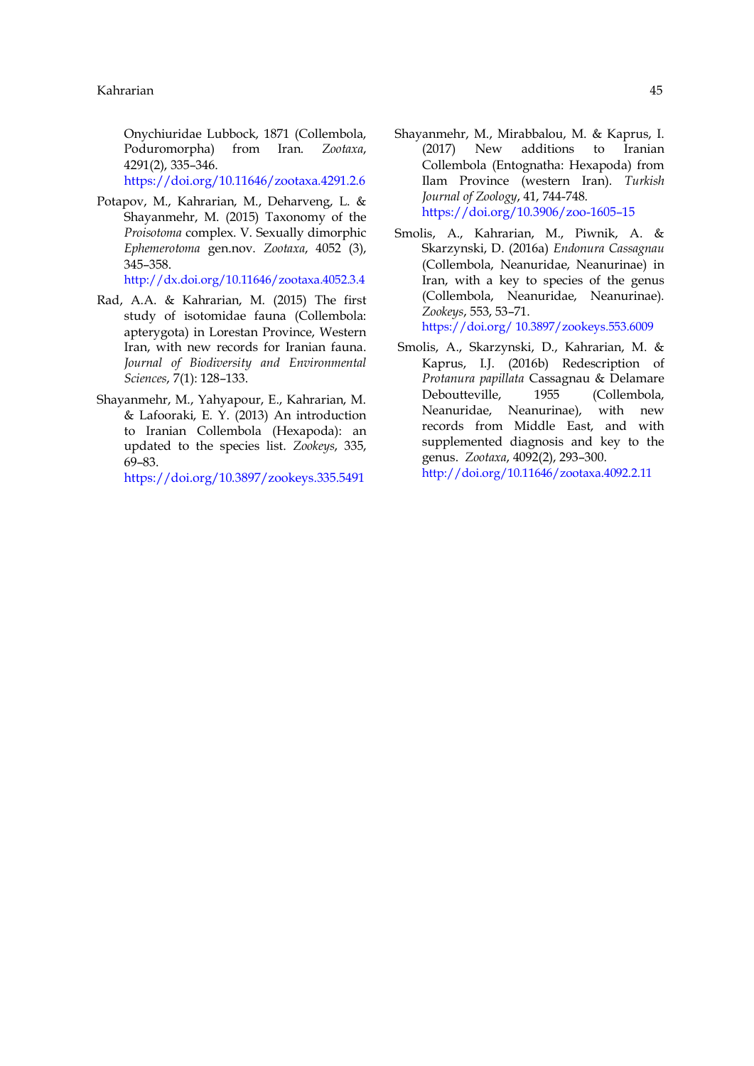Onychiuridae Lubbock, 1871 (Collembola, Poduromorpha) from Iran. *Zootaxa*, 4291(2), 335–346. https://doi.org/10.11646/zootaxa.4291.2.6

Potapov, M., Kahrarian, M., Deharveng, L. & Shayanmehr, M. (2015) Taxonomy of the *Proisotoma* complex. V. Sexually dimorphic *Ephemerotoma* gen.nov. *Zootaxa*, 4052 (3), 345–358. http://dx.doi.org/10.11646/zootaxa.4052.3.4

Rad, A.A. & Kahrarian, M. (2015) The first study of isotomidae fauna (Collembola: apterygota) in Lorestan Province, Western Iran, with new records for Iranian fauna. *Journal of Biodiversity and Environmental Sciences*, 7(1): 128–133.

Shayanmehr, M., Yahyapour, E., Kahrarian, M. & Lafooraki, E. Y. (2013) An introduction to Iranian Collembola (Hexapoda): an updated to the species list. *Zookeys*, 335, 69–83. https://doi.org/10.3897/zookeys.335.5491

Shayanmehr, M., Mirabbalou, M. & Kaprus, I. (2017) New additions to Iranian Collembola (Entognatha: Hexapoda) from Ilam Province (western Iran). *Turkish Journal of Zoology*, 41, 744-748. https://doi.org/10.3906/zoo-1605–15

Smolis, A., Kahrarian, M., Piwnik, A. & Skarzynski, D. (2016a) *Endonura Cassagnau* (Collembola, Neanuridae, Neanurinae) in Iran, with a key to species of the genus (Collembola, Neanuridae, Neanurinae). *Zookeys*, 553, 53–71. https://doi.org/ 10.3897/zookeys.553.6009

Smolis, A., Skarzynski, D., Kahrarian, M. & Kaprus, I.J. (2016b) Redescription of *Protanura papillata* Cassagnau & Delamare Deboutteville, 1955 (Collembola, Neanuridae, Neanurinae), with new records from Middle East, and with supplemented diagnosis and key to the genus. *Zootaxa*, 4092(2), 293–300. http://doi.org/10.11646/zootaxa.4092.2.11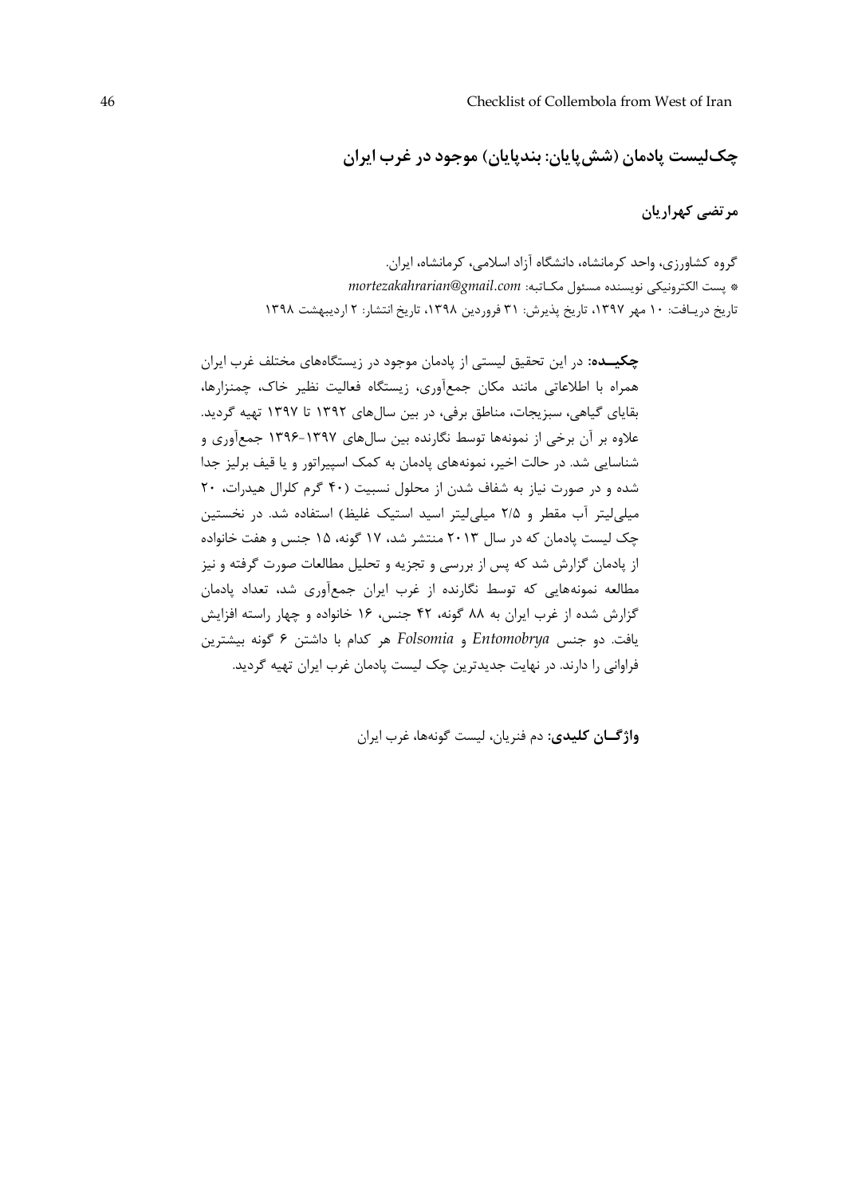## چک‌لیست پادمان (شش‌پایان: بندپایان) موجود در غرب ایران

### مرتضی کهراریان

گروه کشاورزی، واحد کرمانشاه، دانشگاه آزاد اسلامی، کرمانشاه، ایران.

* پست الکترونیکی نویسنده مسئول مکاتبه: *mortezakahrarian@gmail.com*

تاریخ دریافت: ۱۰ مهر ۱۳۹۷، تاریخ پذیرش: ۳۱ فروردین ۱۳۹۸، تاریخ انتشار: ۲ اردیبهشت ۱۳۹۸

**چکیده:** در این تحقیق لیستی از پادمان موجود در زیستگاه‌های مختلف غرب ایران همراه با اطلاعاتی مانند مکان جمع‌آوری، زیستگاه فعالیت نظیر خاک، چمنزارها، بقایای گیاهی، سبزیجات، مناطق برفی، در بین سال‌های ۱۳۹۲ تا ۱۳۹۷ تهیه گردید. علاوه بر آن برخی از نمونه‌ها توسط نگارنده بین سال‌های ۱۳۹۷-۱۳۹۶ جمع‌آوری و شناسایی شد. در حالت اخیر، نمونه‌های پادمان به کمک اسپیراتور و یا قیف برلیز جدا شده و در صورت نیاز به شفاف شدن از محلول نسبیت (۴۰ گرم کلرال هیدرات، ۲۰ میلی‌لیتر آب مقطر و ۲/۵ میلی‌لیتر اسید استیک غلیظ) استفاده شد. در نخستین چک لیست پادمان که در سال ۲۰۱۳ منتشر شد، ۱۷ گونه، ۱۵ جنس و هفت خانواده از پادمان گزارش شد که پس از بررسی و تجزیه و تحلیل مطالعات صورت گرفته و نیز مطالعه نمونه‌هایی که توسط نگارنده از غرب ایران جمع‌آوری شد، تعداد پادمان گزارش شده از غرب ایران به ۸۸ گونه، ۴۲ جنس، ۱۶ خانواده و چهار راسته افزایش یافت. دو جنس *Entomobrya* و *Folsomia* هر کدام با داشتن ۶ گونه بیشترین فراوانی را دارند. در نهایت جدیدترین چک لیست پادمان غرب ایران تهیه گردید.

**واژگان کلیدی:** دم فنریان، لیست گونه‌ها، غرب ایران